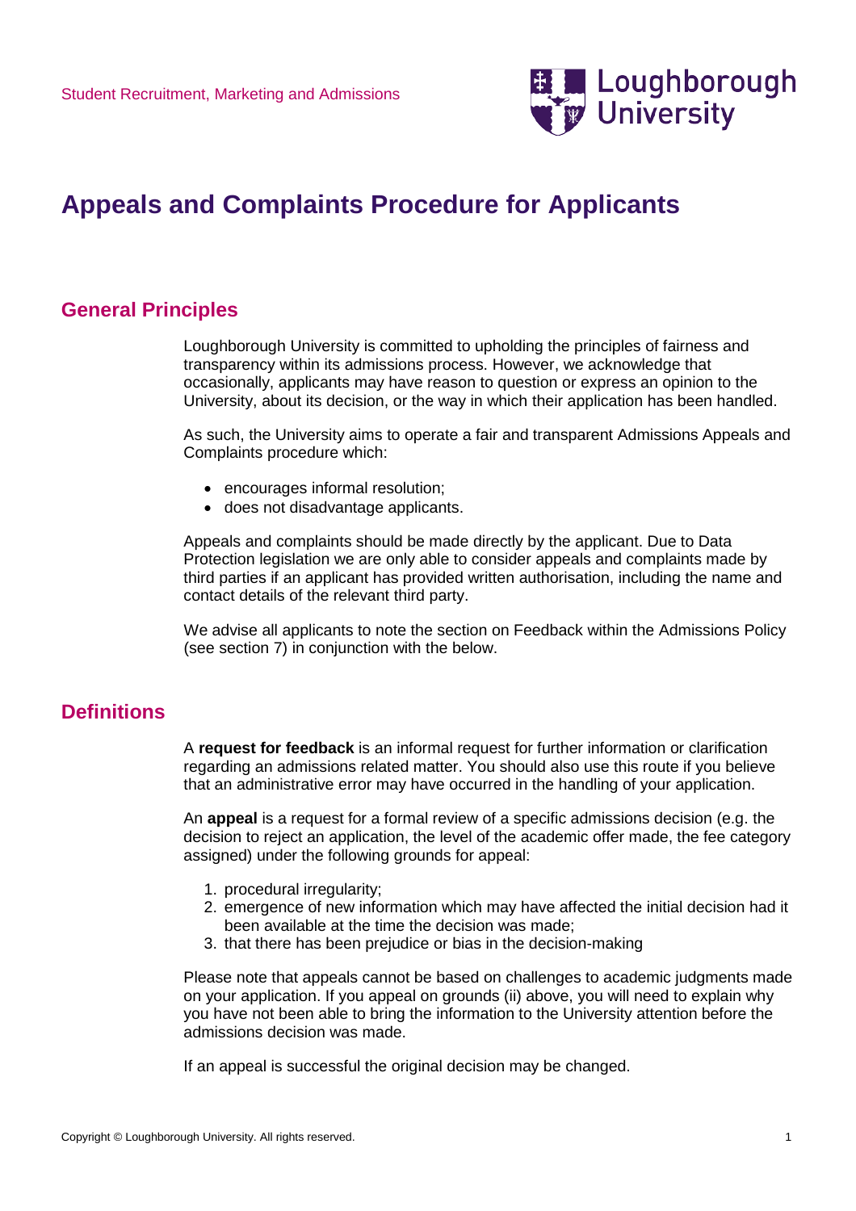Student Recruitment, Marketing and Admissions

# Appeals and Complaints Procedure for Applicants

## General Principles

Loughborough University is committed to upholding the principles of fairness and transparency within its admissions process. However, we acknowledge that occasionally, applicants may have reason to question or express an opinion to the University, about its decision, or the way in which their application has been handled.

As such, the University aims to operate a fair and transparent Admissions Appeals and Complaints procedure which:

- encourages informal resolution;
- does not disadvantage applicants.

Appeals and complaints should be made directly by the applicant. Due to Data Protection legislation we are only able to consider appeals and complaints made by third parties if an applicant has provided written authorisation, including the name and contact details of the relevant third party.

We advise all applicants to note the section on Feedback within the Admissions Policy (see section 7) in conjunction with the below.

## Definitions

A **request for feedback** is an informal request for further information or clarification regarding an admissions related matter. You should also use this route if you believe that an administrative error may have occurred in the handling of your application.

An **appeal** is a request for a formal review of a specific admissions decision (e.g. the decision to reject an application, the level of the academic offer made, the fee category assigned) under the following grounds for appeal:

1. procedural irregularity;
2. emergence of new information which may have affected the initial decision had it been available at the time the decision was made;
3. that there has been prejudice or bias in the decision-making

Please note that appeals cannot be based on challenges to academic judgments made on your application. If you appeal on grounds (ii) above, you will need to explain why you have not been able to bring the information to the University attention before the admissions decision was made.

If an appeal is successful the original decision may be changed.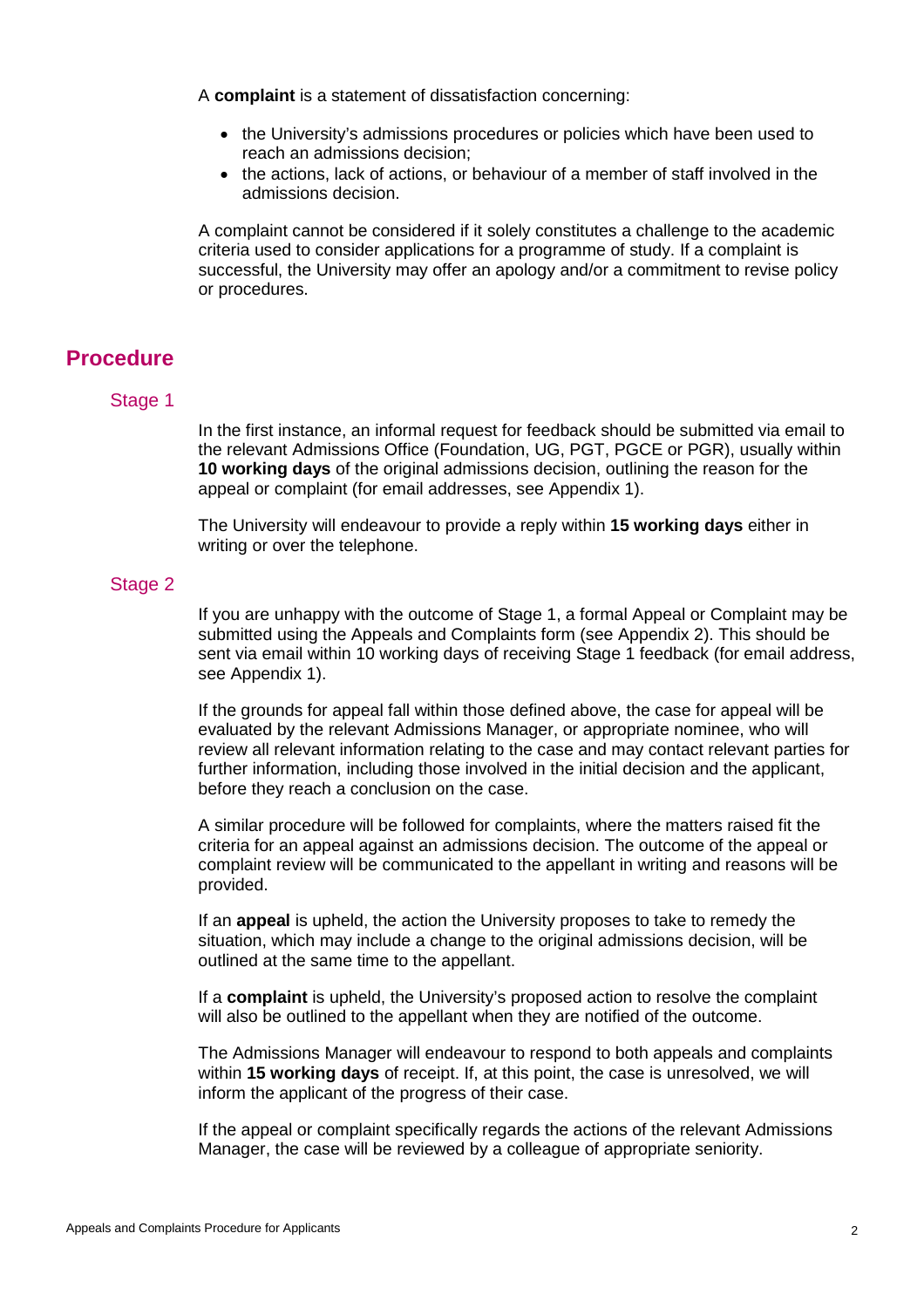A **complaint** is a statement of dissatisfaction concerning:

- the University's admissions procedures or policies which have been used to reach an admissions decision;
- the actions, lack of actions, or behaviour of a member of staff involved in the admissions decision.

A complaint cannot be considered if it solely constitutes a challenge to the academic criteria used to consider applications for a programme of study. If a complaint is successful, the University may offer an apology and/or a commitment to revise policy or procedures.

## Procedure

### Stage 1

In the first instance, an informal request for feedback should be submitted via email to the relevant Admissions Office (Foundation, UG, PGT, PGCE or PGR), usually within **10 working days** of the original admissions decision, outlining the reason for the appeal or complaint (for email addresses, see Appendix 1).

The University will endeavour to provide a reply within **15 working days** either in writing or over the telephone.

### Stage 2

If you are unhappy with the outcome of Stage 1, a formal Appeal or Complaint may be submitted using the Appeals and Complaints form (see Appendix 2). This should be sent via email within 10 working days of receiving Stage 1 feedback (for email address, see Appendix 1).

If the grounds for appeal fall within those defined above, the case for appeal will be evaluated by the relevant Admissions Manager, or appropriate nominee, who will review all relevant information relating to the case and may contact relevant parties for further information, including those involved in the initial decision and the applicant, before they reach a conclusion on the case.

A similar procedure will be followed for complaints, where the matters raised fit the criteria for an appeal against an admissions decision. The outcome of the appeal or complaint review will be communicated to the appellant in writing and reasons will be provided.

If an **appeal** is upheld, the action the University proposes to take to remedy the situation, which may include a change to the original admissions decision, will be outlined at the same time to the appellant.

If a **complaint** is upheld, the University's proposed action to resolve the complaint will also be outlined to the appellant when they are notified of the outcome.

The Admissions Manager will endeavour to respond to both appeals and complaints within **15 working days** of receipt. If, at this point, the case is unresolved, we will inform the applicant of the progress of their case.

If the appeal or complaint specifically regards the actions of the relevant Admissions Manager, the case will be reviewed by a colleague of appropriate seniority.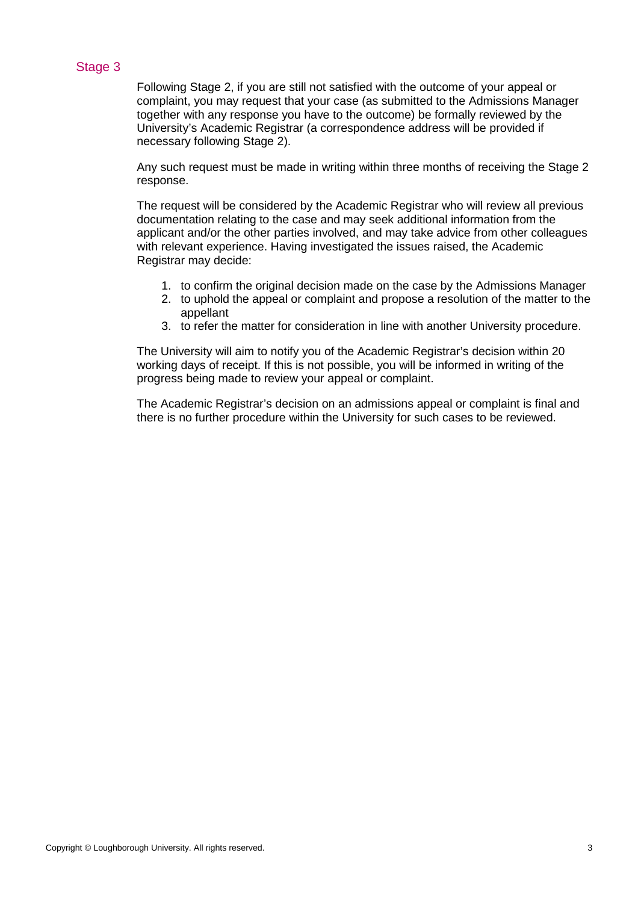## Stage 3

Following Stage 2, if you are still not satisfied with the outcome of your appeal or complaint, you may request that your case (as submitted to the Admissions Manager together with any response you have to the outcome) be formally reviewed by the University's Academic Registrar (a correspondence address will be provided if necessary following Stage 2).

Any such request must be made in writing within three months of receiving the Stage 2 response.

The request will be considered by the Academic Registrar who will review all previous documentation relating to the case and may seek additional information from the applicant and/or the other parties involved, and may take advice from other colleagues with relevant experience. Having investigated the issues raised, the Academic Registrar may decide:

1. to confirm the original decision made on the case by the Admissions Manager
2. to uphold the appeal or complaint and propose a resolution of the matter to the appellant
3. to refer the matter for consideration in line with another University procedure.

The University will aim to notify you of the Academic Registrar's decision within 20 working days of receipt. If this is not possible, you will be informed in writing of the progress being made to review your appeal or complaint.

The Academic Registrar's decision on an admissions appeal or complaint is final and there is no further procedure within the University for such cases to be reviewed.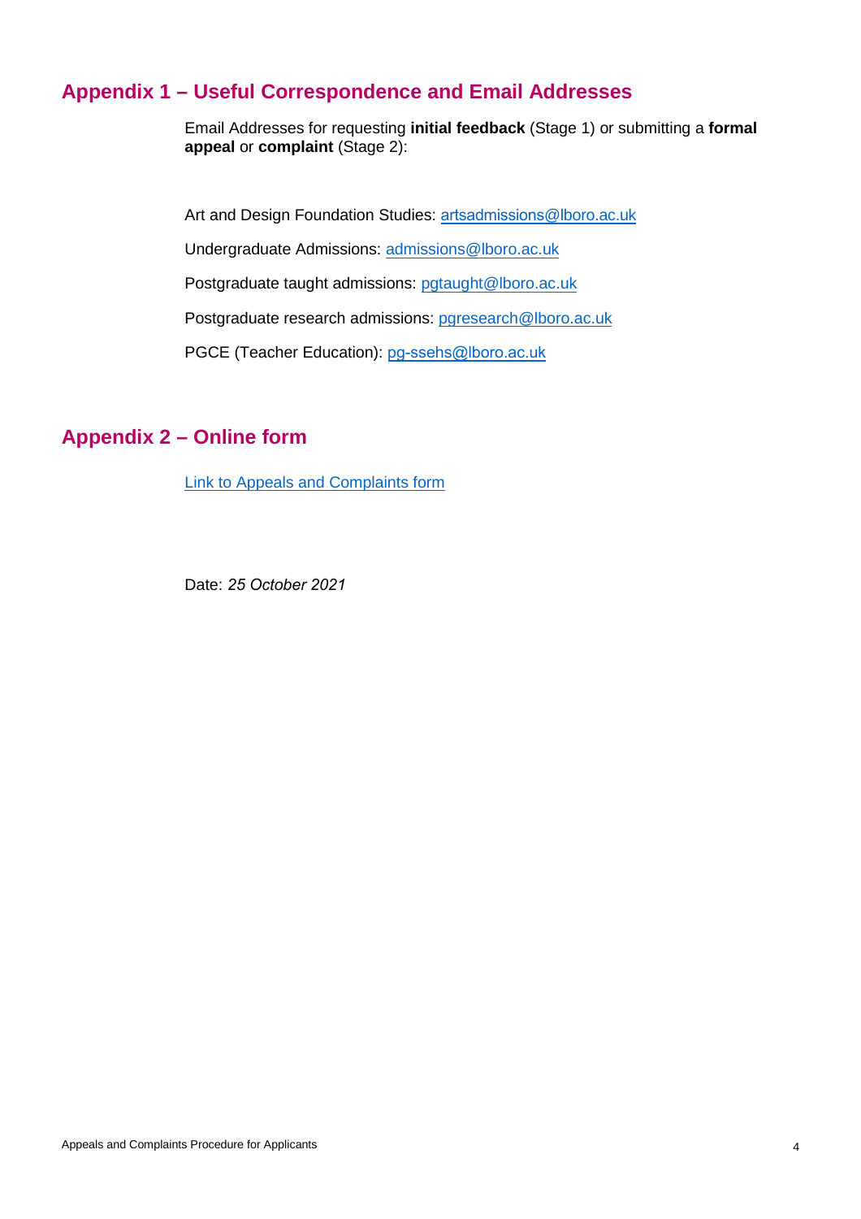## Appendix 1 – Useful Correspondence and Email Addresses

Email Addresses for requesting **initial feedback** (Stage 1) or submitting a **formal appeal** or **complaint** (Stage 2):

Art and Design Foundation Studies: artsadmissions@lboro.ac.uk

Undergraduate Admissions: admissions@lboro.ac.uk

Postgraduate taught admissions: pgtaught@lboro.ac.uk

Postgraduate research admissions: pgresearch@lboro.ac.uk

PGCE (Teacher Education): pg-ssehs@lboro.ac.uk

## Appendix 2 – Online form

Link to Appeals and Complaints form

Date: *25 October 2021*